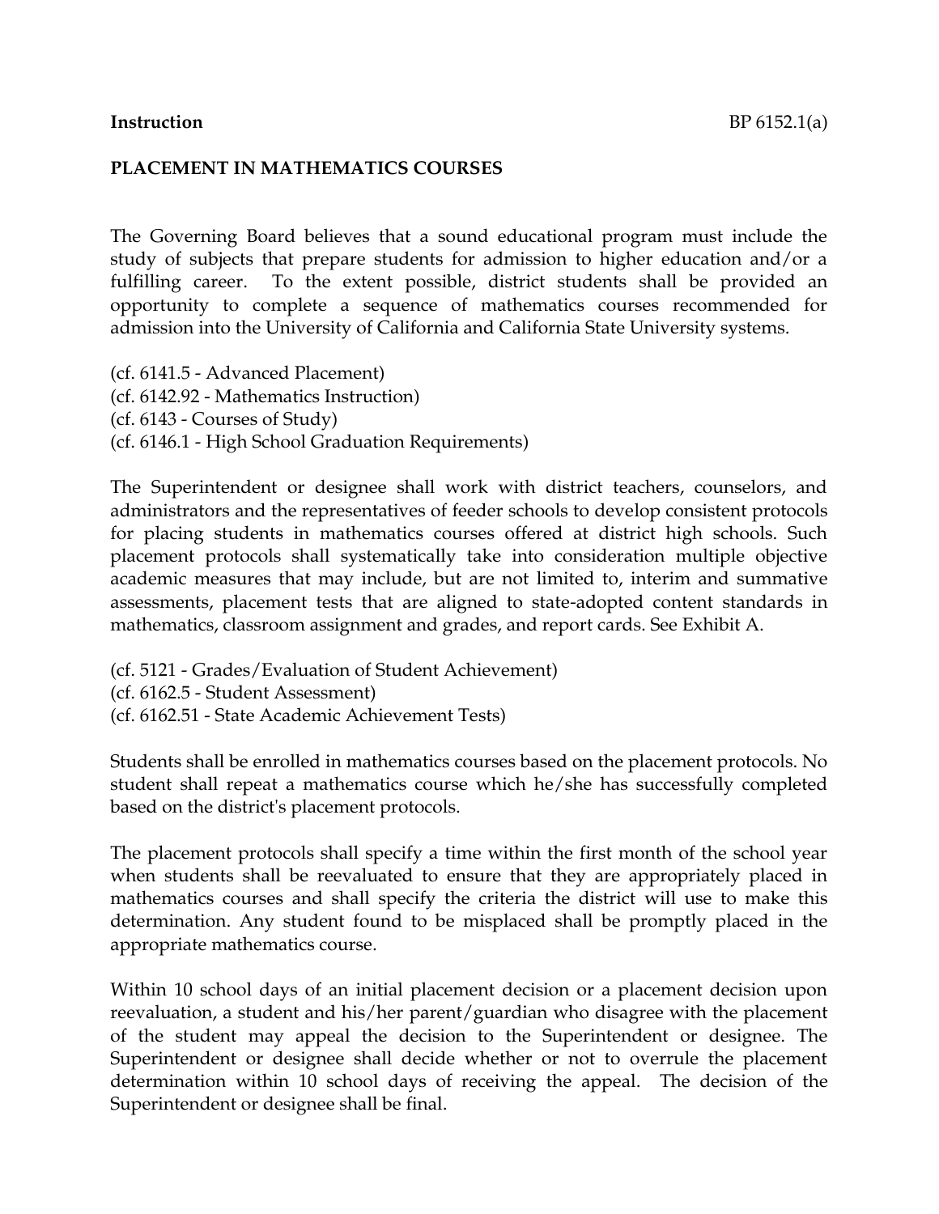**Instruction** BP 6152.1(a)

**PLACEMENT IN MATHEMATICS COURSES**

The Governing Board believes that a sound educational program must include the study of subjects that prepare students for admission to higher education and/or a fulfilling career. To the extent possible, district students shall be provided an opportunity to complete a sequence of mathematics courses recommended for admission into the University of California and California State University systems.

(cf. 6141.5 - Advanced Placement)
(cf. 6142.92 - Mathematics Instruction)
(cf. 6143 - Courses of Study)
(cf. 6146.1 - High School Graduation Requirements)

The Superintendent or designee shall work with district teachers, counselors, and administrators and the representatives of feeder schools to develop consistent protocols for placing students in mathematics courses offered at district high schools. Such placement protocols shall systematically take into consideration multiple objective academic measures that may include, but are not limited to, interim and summative assessments, placement tests that are aligned to state-adopted content standards in mathematics, classroom assignment and grades, and report cards. See Exhibit A.

(cf. 5121 - Grades/Evaluation of Student Achievement)
(cf. 6162.5 - Student Assessment)
(cf. 6162.51 - State Academic Achievement Tests)

Students shall be enrolled in mathematics courses based on the placement protocols. No student shall repeat a mathematics course which he/she has successfully completed based on the district's placement protocols.

The placement protocols shall specify a time within the first month of the school year when students shall be reevaluated to ensure that they are appropriately placed in mathematics courses and shall specify the criteria the district will use to make this determination. Any student found to be misplaced shall be promptly placed in the appropriate mathematics course.

Within 10 school days of an initial placement decision or a placement decision upon reevaluation, a student and his/her parent/guardian who disagree with the placement of the student may appeal the decision to the Superintendent or designee. The Superintendent or designee shall decide whether or not to overrule the placement determination within 10 school days of receiving the appeal. The decision of the Superintendent or designee shall be final.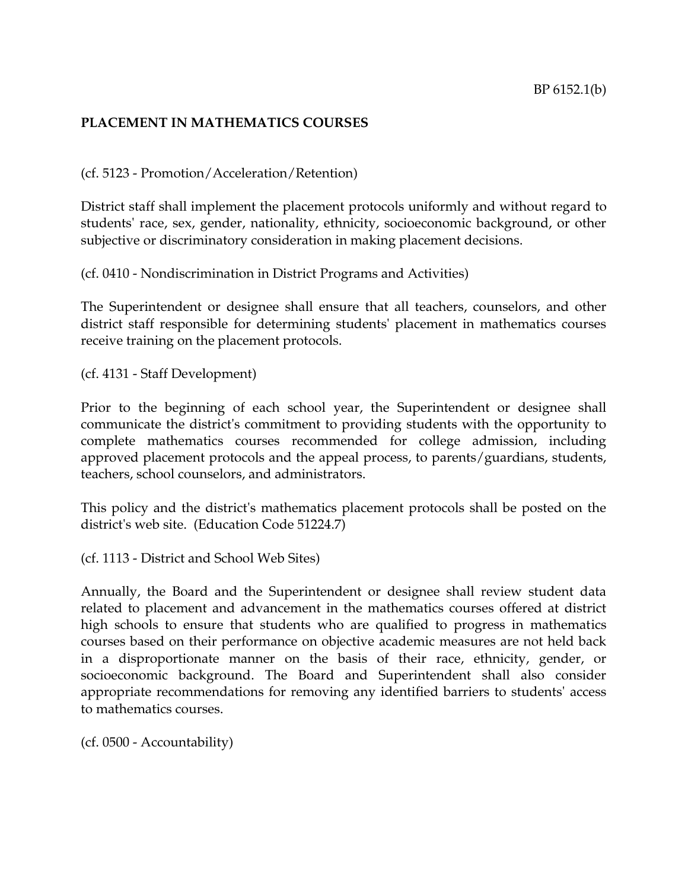**PLACEMENT IN MATHEMATICS COURSES**

(cf. 5123 - Promotion/Acceleration/Retention)

District staff shall implement the placement protocols uniformly and without regard to students' race, sex, gender, nationality, ethnicity, socioeconomic background, or other subjective or discriminatory consideration in making placement decisions.

(cf. 0410 - Nondiscrimination in District Programs and Activities)

The Superintendent or designee shall ensure that all teachers, counselors, and other district staff responsible for determining students' placement in mathematics courses receive training on the placement protocols.

(cf. 4131 - Staff Development)

Prior to the beginning of each school year, the Superintendent or designee shall communicate the district's commitment to providing students with the opportunity to complete mathematics courses recommended for college admission, including approved placement protocols and the appeal process, to parents/guardians, students, teachers, school counselors, and administrators.

This policy and the district's mathematics placement protocols shall be posted on the district's web site. (Education Code 51224.7)

(cf. 1113 - District and School Web Sites)

Annually, the Board and the Superintendent or designee shall review student data related to placement and advancement in the mathematics courses offered at district high schools to ensure that students who are qualified to progress in mathematics courses based on their performance on objective academic measures are not held back in a disproportionate manner on the basis of their race, ethnicity, gender, or socioeconomic background. The Board and Superintendent shall also consider appropriate recommendations for removing any identified barriers to students' access to mathematics courses.

(cf. 0500 - Accountability)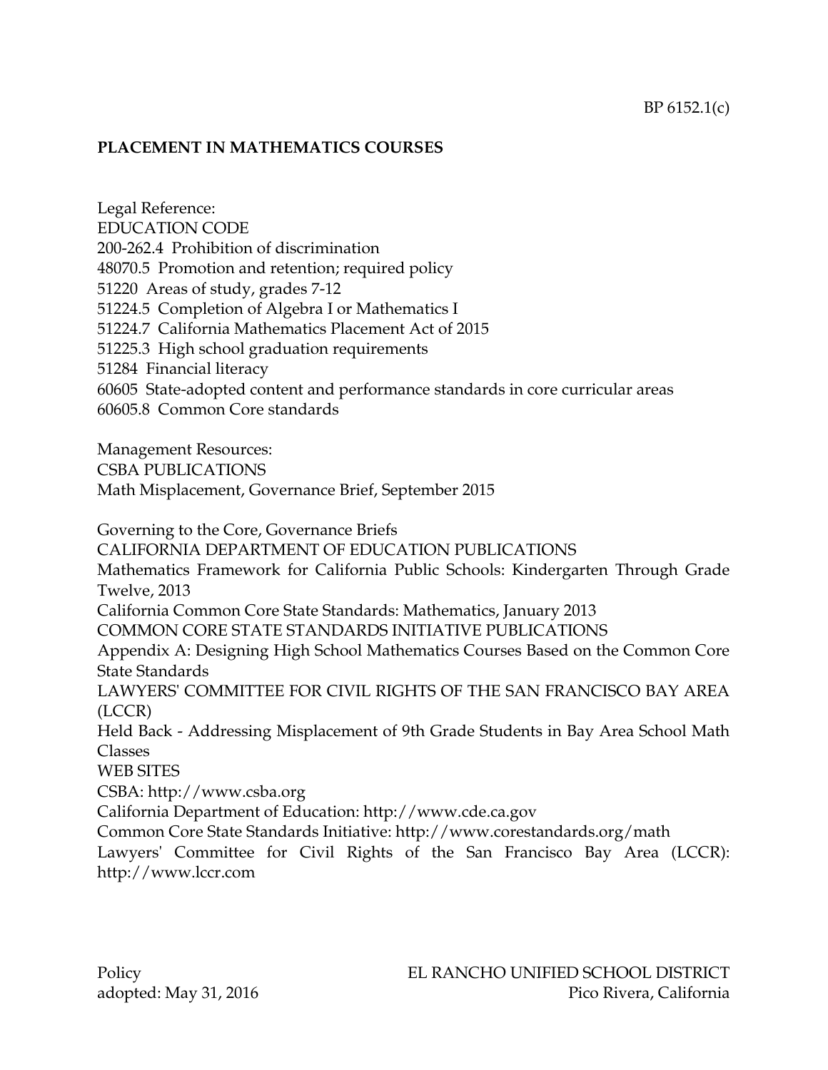BP 6152.1(c)

**PLACEMENT IN MATHEMATICS COURSES**

Legal Reference:
EDUCATION CODE
200-262.4 Prohibition of discrimination
48070.5 Promotion and retention; required policy
51220 Areas of study, grades 7-12
51224.5 Completion of Algebra I or Mathematics I
51224.7 California Mathematics Placement Act of 2015
51225.3 High school graduation requirements
51284 Financial literacy
60605 State-adopted content and performance standards in core curricular areas
60605.8 Common Core standards

Management Resources:
CSBA PUBLICATIONS
Math Misplacement, Governance Brief, September 2015

Governing to the Core, Governance Briefs
CALIFORNIA DEPARTMENT OF EDUCATION PUBLICATIONS
Mathematics Framework for California Public Schools: Kindergarten Through Grade Twelve, 2013
California Common Core State Standards: Mathematics, January 2013
COMMON CORE STATE STANDARDS INITIATIVE PUBLICATIONS
Appendix A: Designing High School Mathematics Courses Based on the Common Core State Standards
LAWYERS' COMMITTEE FOR CIVIL RIGHTS OF THE SAN FRANCISCO BAY AREA (LCCR)
Held Back - Addressing Misplacement of 9th Grade Students in Bay Area School Math Classes
WEB SITES
CSBA: http://www.csba.org
California Department of Education: http://www.cde.ca.gov
Common Core State Standards Initiative: http://www.corestandards.org/math
Lawyers' Committee for Civil Rights of the San Francisco Bay Area (LCCR): http://www.lccr.com

Policy
adopted: May 31, 2016

EL RANCHO UNIFIED SCHOOL DISTRICT
Pico Rivera, California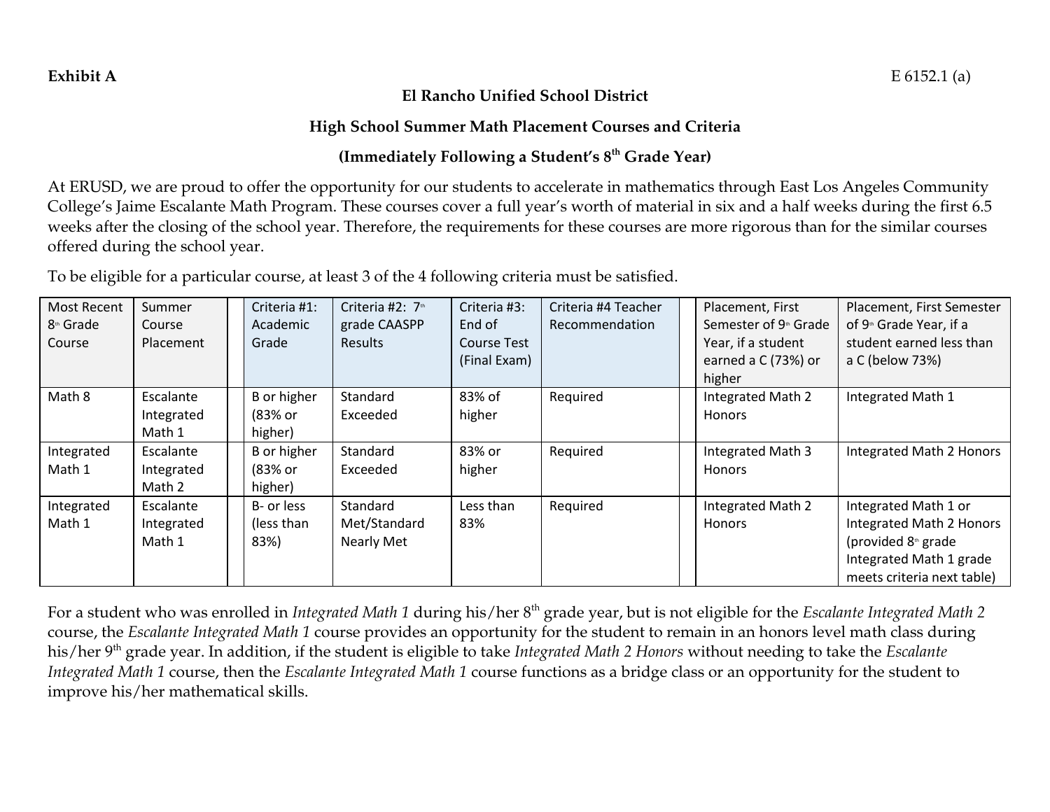**Exhibit A** E 6152.1 (a)

**El Rancho Unified School District**

**High School Summer Math Placement Courses and Criteria**

**(Immediately Following a Student's 8th Grade Year)**

At ERUSD, we are proud to offer the opportunity for our students to accelerate in mathematics through East Los Angeles Community College's Jaime Escalante Math Program. These courses cover a full year's worth of material in six and a half weeks during the first 6.5 weeks after the closing of the school year. Therefore, the requirements for these courses are more rigorous than for the similar courses offered during the school year.

To be eligible for a particular course, at least 3 of the 4 following criteria must be satisfied.

| Most Recent 8th Grade Course | Summer Course Placement | | Criteria #1: Academic Grade | Criteria #2: 7th grade CAASPP Results | Criteria #3: End of Course Test (Final Exam) | Criteria #4 Teacher Recommendation | | Placement, First Semester of 9th Grade Year, if a student earned a C (73%) or higher | Placement, First Semester of 9th Grade Year, if a student earned less than a C (below 73%) |
|---|---|---|---|---|---|---|---|---|---|
| Math 8 | Escalante Integrated Math 1 | | B or higher (83% or higher) | Standard Exceeded | 83% of higher | Required | | Integrated Math 2 Honors | Integrated Math 1 |
| Integrated Math 1 | Escalante Integrated Math 2 | | B or higher (83% or higher) | Standard Exceeded | 83% or higher | Required | | Integrated Math 3 Honors | Integrated Math 2 Honors |
| Integrated Math 1 | Escalante Integrated Math 1 | | B- or less (less than 83%) | Standard Met/Standard Nearly Met | Less than 83% | Required | | Integrated Math 2 Honors | Integrated Math 1 or Integrated Math 2 Honors (provided 8th grade Integrated Math 1 grade meets criteria next table) |

For a student who was enrolled in *Integrated Math 1* during his/her 8th grade year, but is not eligible for the *Escalante Integrated Math 2* course, the *Escalante Integrated Math 1* course provides an opportunity for the student to remain in an honors level math class during his/her 9th grade year. In addition, if the student is eligible to take *Integrated Math 2 Honors* without needing to take the *Escalante Integrated Math 1* course, then the *Escalante Integrated Math 1* course functions as a bridge class or an opportunity for the student to improve his/her mathematical skills.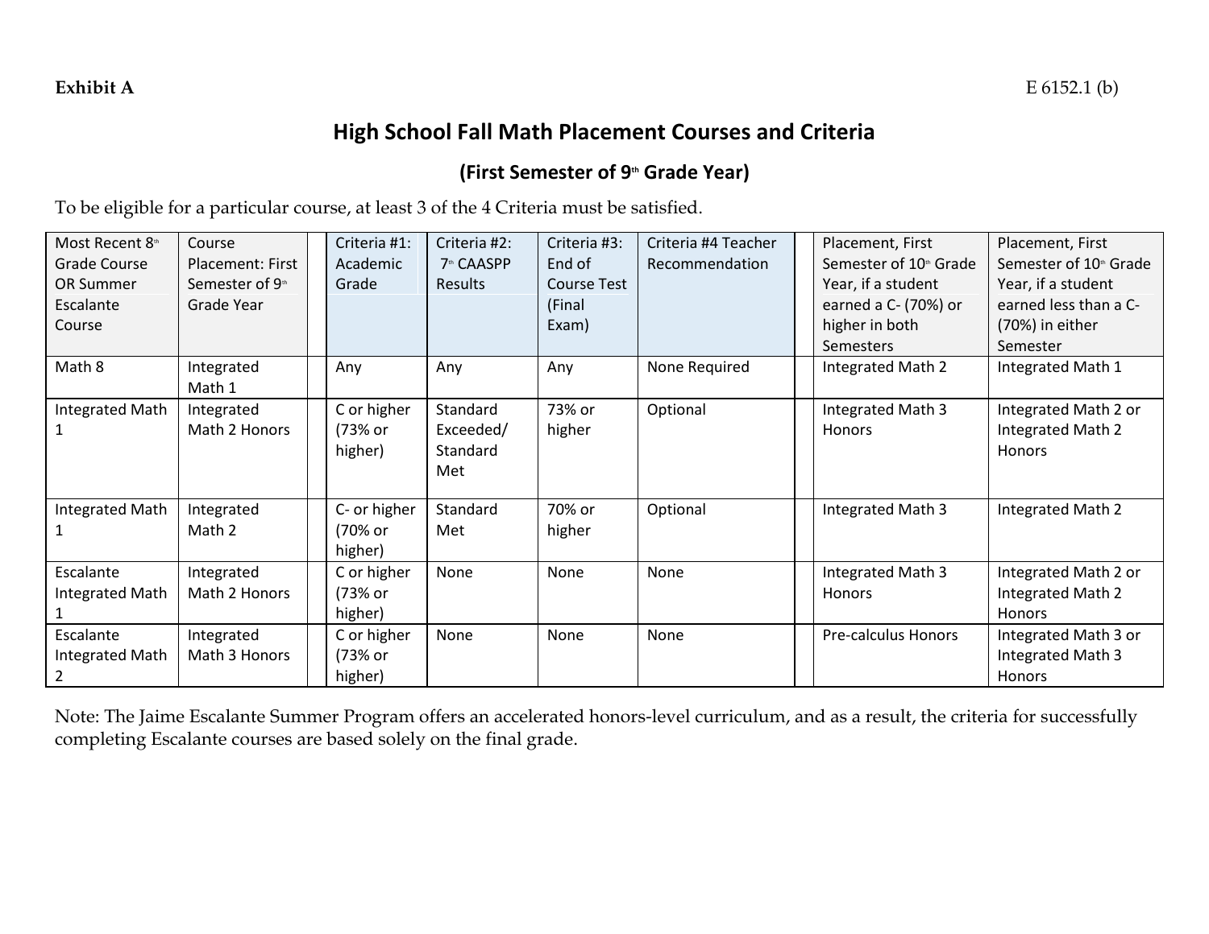**Exhibit A** E 6152.1 (b)

## High School Fall Math Placement Courses and Criteria

### (First Semester of 9th Grade Year)

To be eligible for a particular course, at least 3 of the 4 Criteria must be satisfied.

| Most Recent 8th Grade Course OR Summer Escalante Course | Course Placement: First Semester of 9th Grade Year | | Criteria #1: Academic Grade | Criteria #2: 7th CAASPP Results | Criteria #3: End of Course Test (Final Exam) | Criteria #4 Teacher Recommendation | | Placement, First Semester of 10th Grade Year, if a student earned a C- (70%) or higher in both Semesters | Placement, First Semester of 10th Grade Year, if a student earned less than a C- (70%) in either Semester |
|---|---|---|---|---|---|---|---|---|---|
| Math 8 | Integrated Math 1 | | Any | Any | Any | None Required | | Integrated Math 2 | Integrated Math 1 |
| Integrated Math 1 | Integrated Math 2 Honors | | C or higher (73% or higher) | Standard Exceeded/ Standard Met | 73% or higher | Optional | | Integrated Math 3 Honors | Integrated Math 2 or Integrated Math 2 Honors |
| Integrated Math 1 | Integrated Math 2 | | C- or higher (70% or higher) | Standard Met | 70% or higher | Optional | | Integrated Math 3 | Integrated Math 2 |
| Escalante Integrated Math 1 | Integrated Math 2 Honors | | C or higher (73% or higher) | None | None | None | | Integrated Math 3 Honors | Integrated Math 2 or Integrated Math 2 Honors |
| Escalante Integrated Math 2 | Integrated Math 3 Honors | | C or higher (73% or higher) | None | None | None | | Pre-calculus Honors | Integrated Math 3 or Integrated Math 3 Honors |

Note: The Jaime Escalante Summer Program offers an accelerated honors-level curriculum, and as a result, the criteria for successfully completing Escalante courses are based solely on the final grade.